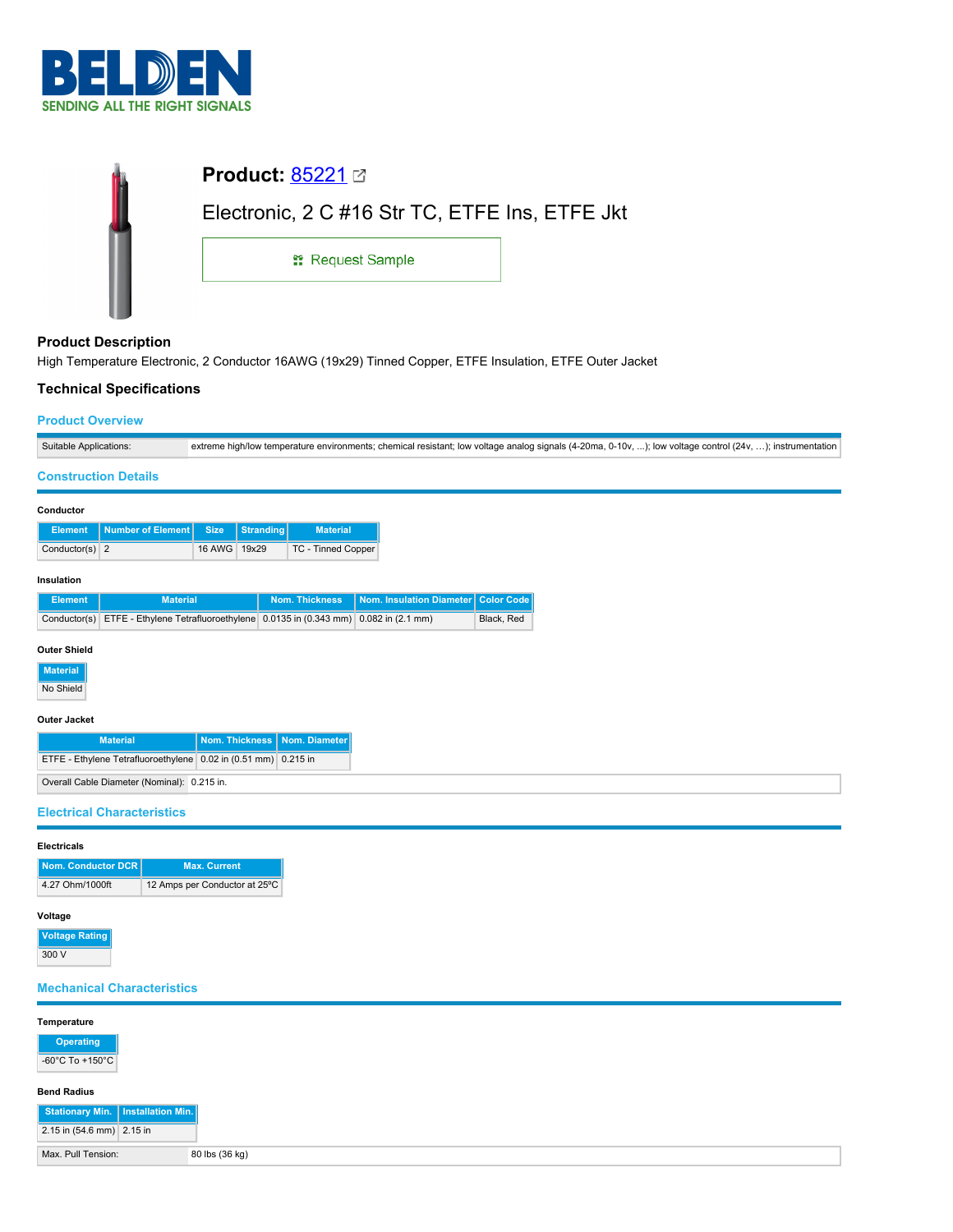# Product: 85221

## Electronic, 2 C #16 Str TC, ETFE Ins, ETFE Jkt

Request Sample

### Product Description

High Temperature Electronic, 2 Conductor 16AWG (19x29) Tinned Copper, ETFE Insulation, ETFE Outer Jacket

### Technical Specifications

#### Product Overview

| Suitable Applications: | extreme high/low temperature environments; chemical resistant; low voltage analog signals (4-20ma, 0-10v, ...); low voltage control (24v, ...); instrumentation |
|---|---|

#### Construction Details

**Conductor**

| Element | Number of Element | Size | Stranding | Material |
|---|---|---|---|---|
| Conductor(s) | 2 | 16 AWG | 19x29 | TC - Tinned Copper |

**Insulation**

| Element | Material | Nom. Thickness | Nom. Insulation Diameter | Color Code |
|---|---|---|---|---|
| Conductor(s) | ETFE - Ethylene Tetrafluoroethylene | 0.0135 in (0.343 mm) | 0.082 in (2.1 mm) | Black, Red |

**Outer Shield**

| Material |
|---|
| No Shield |

**Outer Jacket**

| Material | Nom. Thickness | Nom. Diameter |
|---|---|---|
| ETFE - Ethylene Tetrafluoroethylene | 0.02 in (0.51 mm) | 0.215 in |

| Overall Cable Diameter (Nominal): | 0.215 in. |
|---|---|

#### Electrical Characteristics

**Electricals**

| Nom. Conductor DCR | Max. Current |
|---|---|
| 4.27 Ohm/1000ft | 12 Amps per Conductor at 25ºC |

**Voltage**

| Voltage Rating |
|---|
| 300 V |

#### Mechanical Characteristics

**Temperature**

| Operating |
|---|
| -60°C To +150°C |

**Bend Radius**

| Stationary Min. | Installation Min. |
|---|---|
| 2.15 in (54.6 mm) | 2.15 in |

| Max. Pull Tension: | 80 lbs (36 kg) |
|---|---|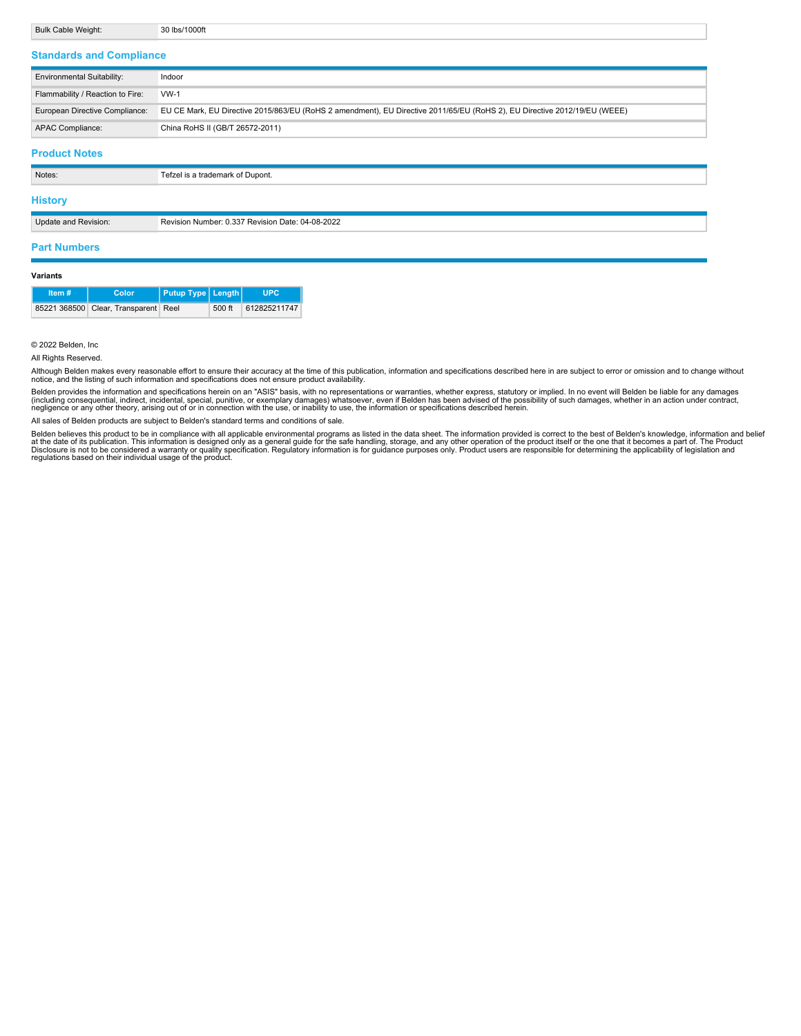| | |
|---|---|
| Bulk Cable Weight: | 30 lbs/1000ft |

## Standards and Compliance

| | |
|---|---|
| Environmental Suitability: | Indoor |
| Flammability / Reaction to Fire: | VW-1 |
| European Directive Compliance: | EU CE Mark, EU Directive 2015/863/EU (RoHS 2 amendment), EU Directive 2011/65/EU (RoHS 2), EU Directive 2012/19/EU (WEEE) |
| APAC Compliance: | China RoHS II (GB/T 26572-2011) |

## Product Notes

| | |
|---|---|
| Notes: | Tefzel is a trademark of Dupont. |

## History

| | |
|---|---|
| Update and Revision: | Revision Number: 0.337 Revision Date: 04-08-2022 |

## Part Numbers

**Variants**

| Item # | Color | Putup Type | Length | UPC |
|---|---|---|---|---|
| 85221 368500 | Clear, Transparent | Reel | 500 ft | 612825211747 |

© 2022 Belden, Inc

All Rights Reserved.

Although Belden makes every reasonable effort to ensure their accuracy at the time of this publication, information and specifications described here in are subject to error or omission and to change without notice, and the listing of such information and specifications does not ensure product availability.

Belden provides the information and specifications herein on an "ASIS" basis, with no representations or warranties, whether express, statutory or implied. In no event will Belden be liable for any damages (including consequential, indirect, incidental, special, punitive, or exemplary damages) whatsoever, even if Belden has been advised of the possibility of such damages, whether in an action under contract, negligence or any other theory, arising out of or in connection with the use, or inability to use, the information or specifications described herein.

All sales of Belden products are subject to Belden's standard terms and conditions of sale.

Belden believes this product to be in compliance with all applicable environmental programs as listed in the data sheet. The information provided is correct to the best of Belden's knowledge, information and belief at the date of its publication. This information is designed only as a general guide for the safe handling, storage, and any other operation of the product itself or the one that it becomes a part of. The Product Disclosure is not to be considered a warranty or quality specification. Regulatory information is for guidance purposes only. Product users are responsible for determining the applicability of legislation and regulations based on their individual usage of the product.